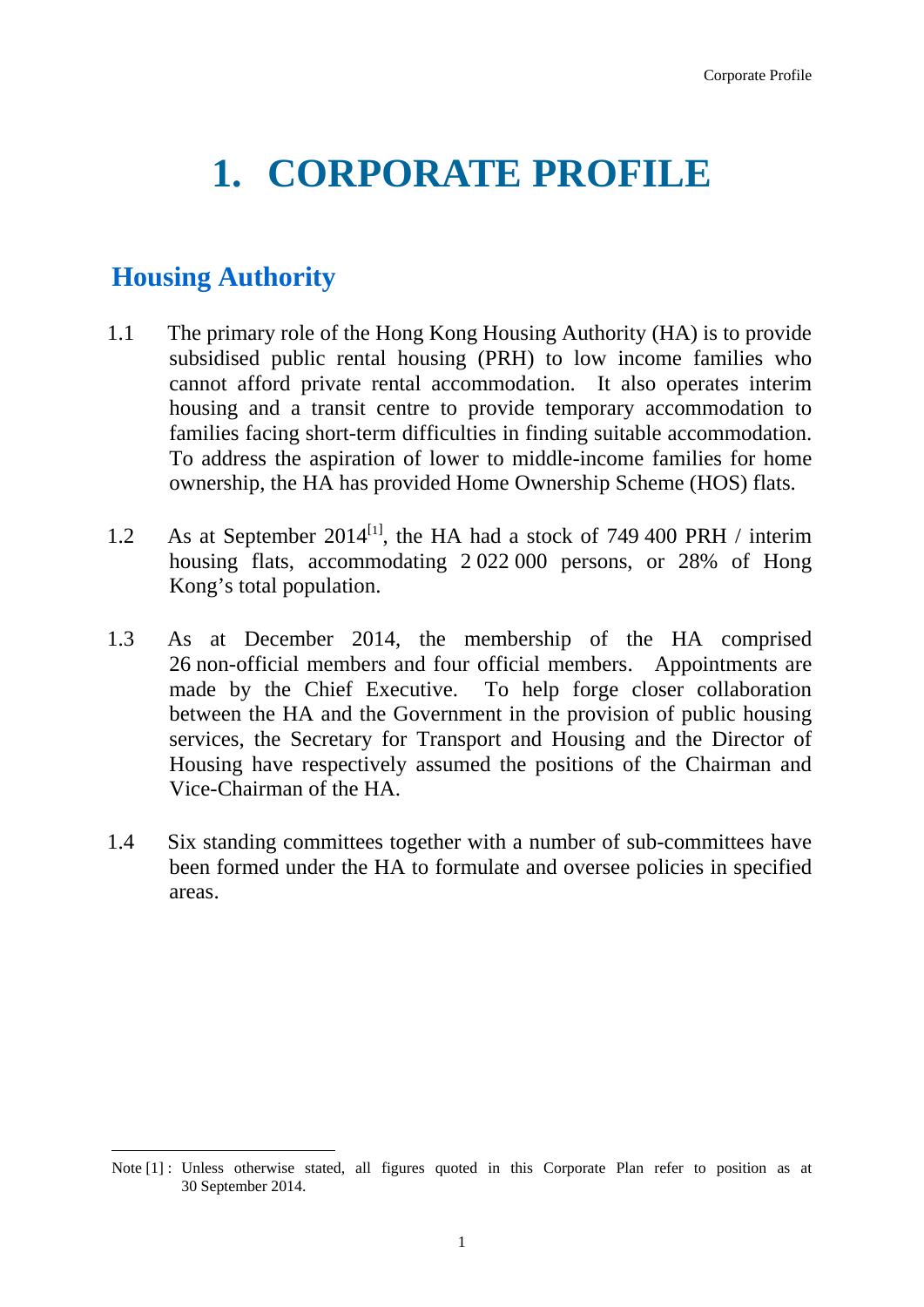# 1. CORPORATE PROFILE

## Housing Authority

1.1 The primary role of the Hong Kong Housing Authority (HA) is to provide subsidised public rental housing (PRH) to low income families who cannot afford private rental accommodation. It also operates interim housing and a transit centre to provide temporary accommodation to families facing short-term difficulties in finding suitable accommodation. To address the aspiration of lower to middle-income families for home ownership, the HA has provided Home Ownership Scheme (HOS) flats.

1.2 As at September 2014[1], the HA had a stock of 749 400 PRH / interim housing flats, accommodating 2 022 000 persons, or 28% of Hong Kong's total population.

1.3 As at December 2014, the membership of the HA comprised 26 non-official members and four official members. Appointments are made by the Chief Executive. To help forge closer collaboration between the HA and the Government in the provision of public housing services, the Secretary for Transport and Housing and the Director of Housing have respectively assumed the positions of the Chairman and Vice-Chairman of the HA.

1.4 Six standing committees together with a number of sub-committees have been formed under the HA to formulate and oversee policies in specified areas.

---

Note [1] : Unless otherwise stated, all figures quoted in this Corporate Plan refer to position as at 30 September 2014.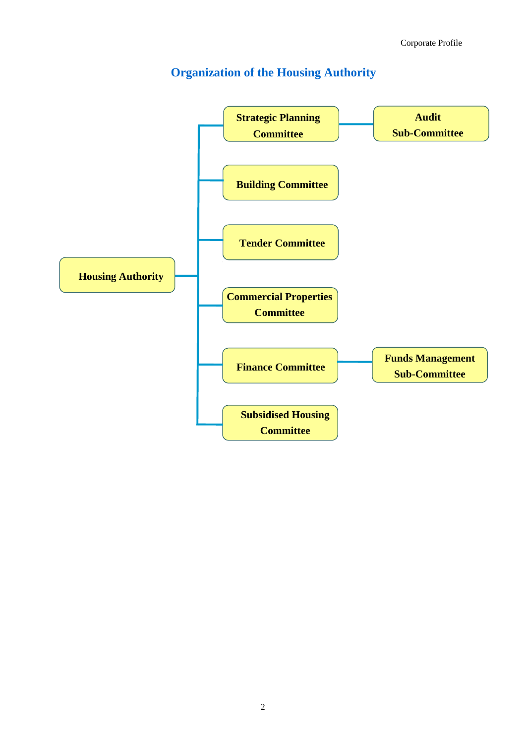# Organization of the Housing Authority

- **Housing Authority**
  - **Strategic Planning Committee**
    - **Audit Sub-Committee**
  - **Building Committee**
  - **Tender Committee**
  - **Commercial Properties Committee**
  - **Finance Committee**
    - **Funds Management Sub-Committee**
  - **Subsidised Housing Committee**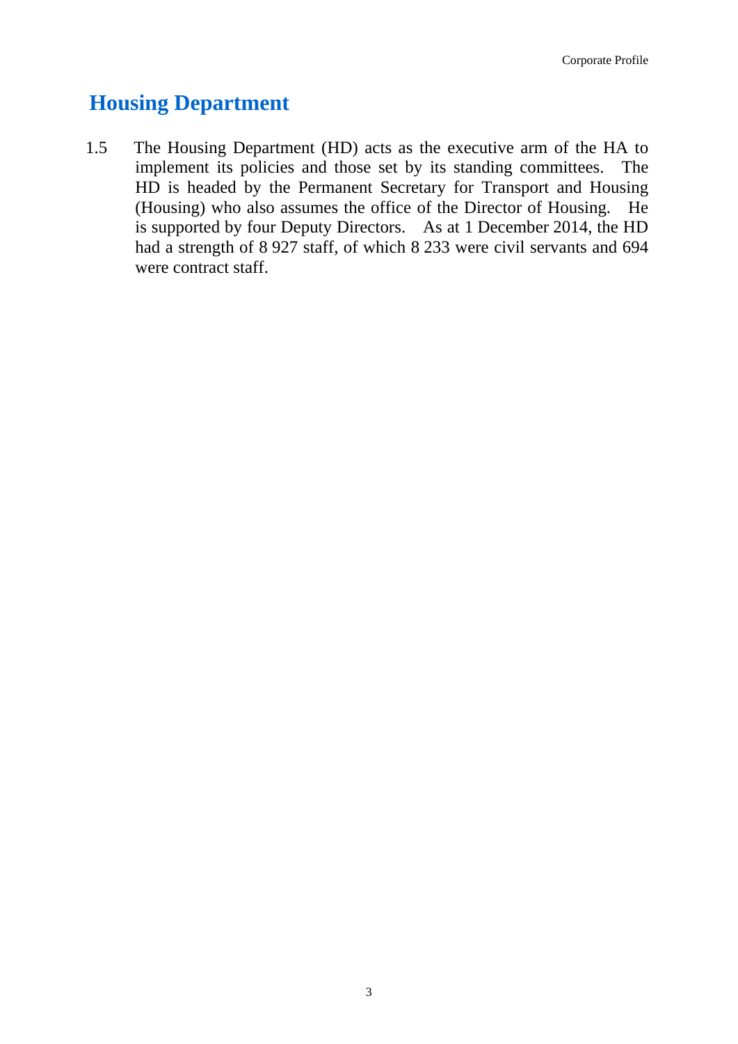## Housing Department

1.5 The Housing Department (HD) acts as the executive arm of the HA to implement its policies and those set by its standing committees. The HD is headed by the Permanent Secretary for Transport and Housing (Housing) who also assumes the office of the Director of Housing. He is supported by four Deputy Directors. As at 1 December 2014, the HD had a strength of 8 927 staff, of which 8 233 were civil servants and 694 were contract staff.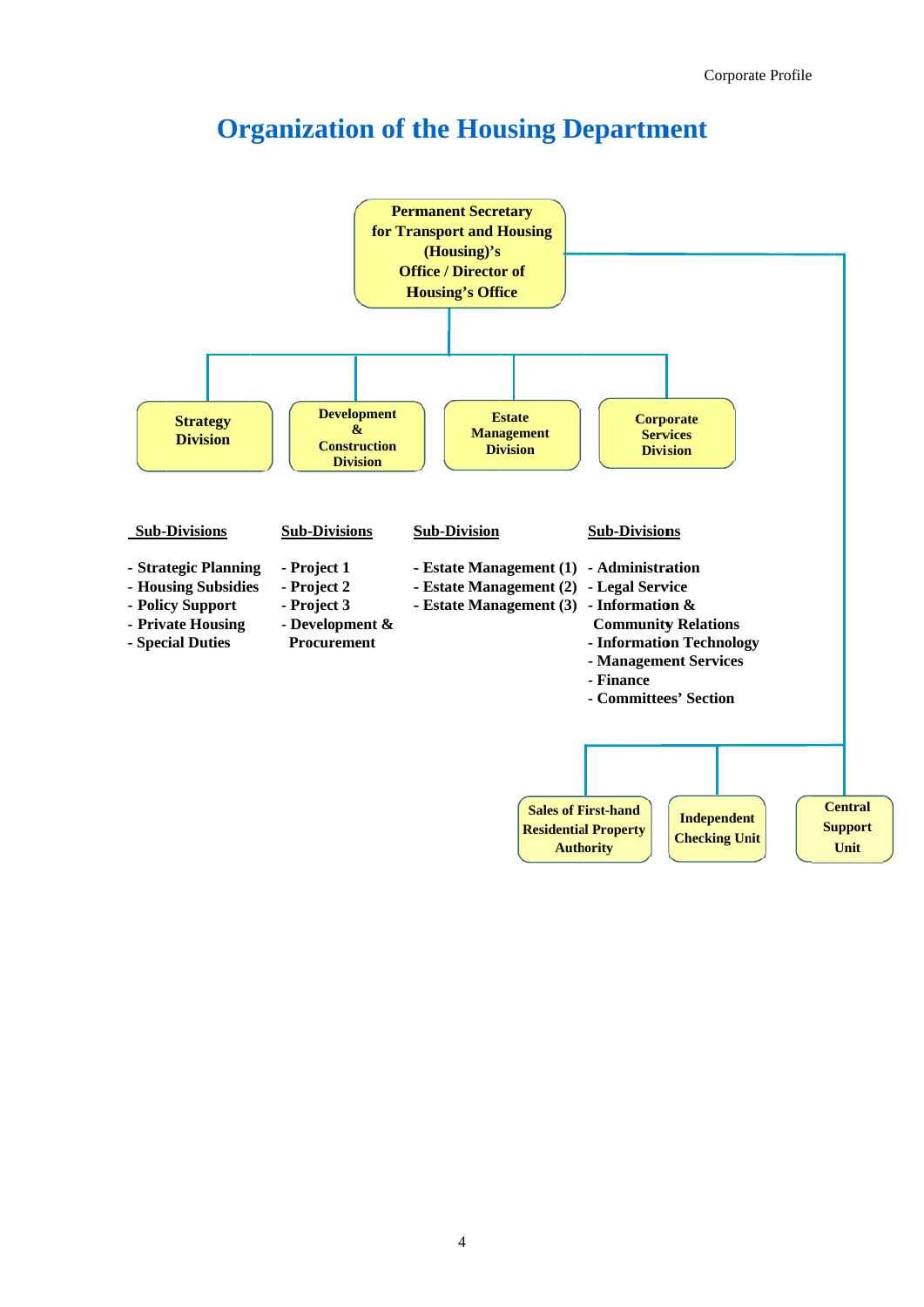# Organization of the Housing Department

Permanent Secretary for Transport and Housing (Housing)'s Office / Director of Housing's Office

Strategy Division

Development & Construction Division

Estate Management Division

Corporate Services Division

Sub-Divisions

- Strategic Planning
- Housing Subsidies
- Policy Support
- Private Housing
- Special Duties

Sub-Divisions

- Project 1
- Project 2
- Project 3
- Development & Procurement

Sub-Division

- Estate Management (1)
- Estate Management (2)
- Estate Management (3)

Sub-Divisions

- Administration
- Legal Service
- Information & Community Relations
- Information Technology
- Management Services
- Finance
- Committees' Section

Sales of First-hand Residential Property Authority

Independent Checking Unit

Central Support Unit